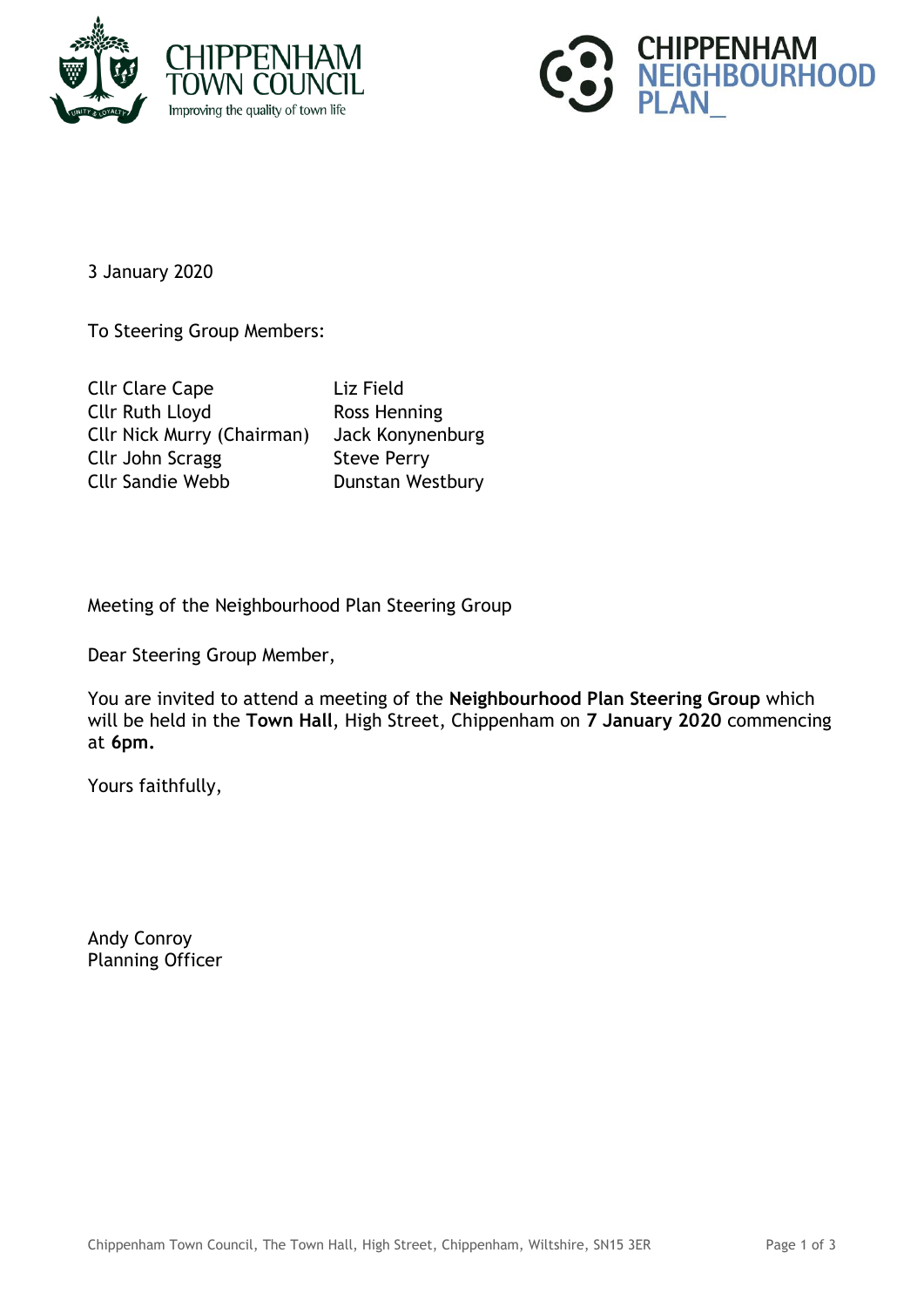CHIPPENHAM TOWN COUNCIL
Improving the quality of town life

CHIPPENHAM NEIGHBOURHOOD PLAN_

3 January 2020

To Steering Group Members:

| | |
|---|---|
| Cllr Clare Cape | Liz Field |
| Cllr Ruth Lloyd | Ross Henning |
| Cllr Nick Murry (Chairman) | Jack Konynenburg |
| Cllr John Scragg | Steve Perry |
| Cllr Sandie Webb | Dunstan Westbury |

Meeting of the Neighbourhood Plan Steering Group

Dear Steering Group Member,

You are invited to attend a meeting of the **Neighbourhood Plan Steering Group** which will be held in the **Town Hall**, High Street, Chippenham on **7 January 2020** commencing at **6pm.**

Yours faithfully,

Andy Conroy
Planning Officer

Chippenham Town Council, The Town Hall, High Street, Chippenham, Wiltshire, SN15 3ER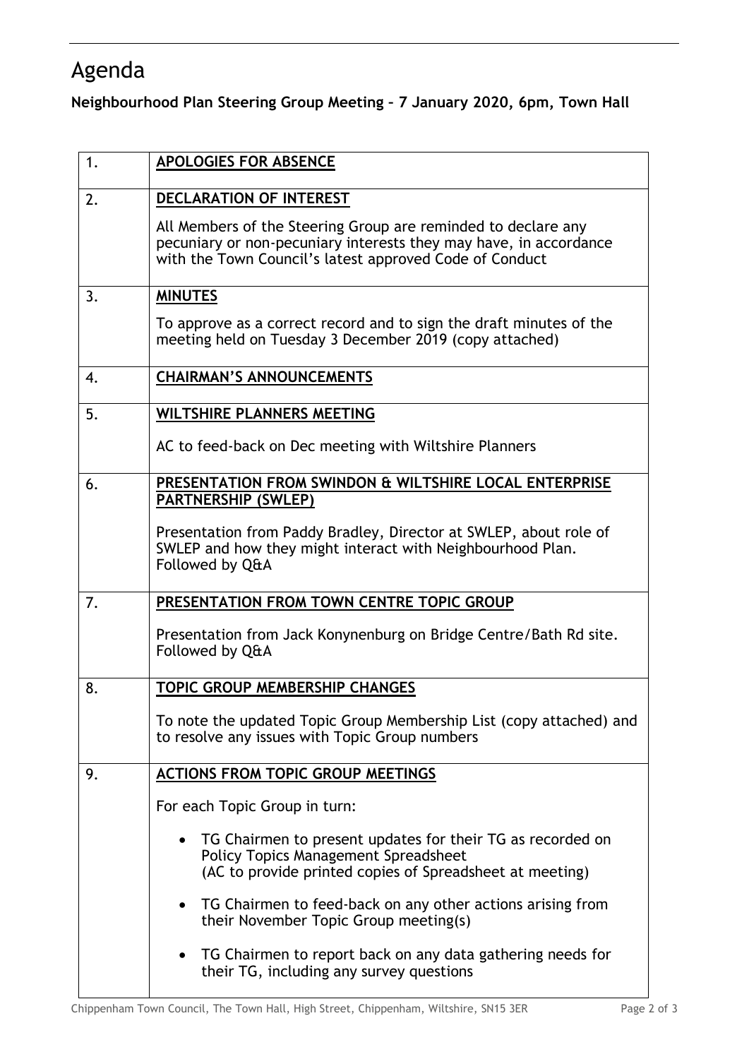# Agenda

**Neighbourhood Plan Steering Group Meeting – 7 January 2020, 6pm, Town Hall**

| | |
|---|---|
| 1. | **APOLOGIES FOR ABSENCE** |
| 2. | **DECLARATION OF INTEREST**<br><br>All Members of the Steering Group are reminded to declare any pecuniary or non-pecuniary interests they may have, in accordance with the Town Council's latest approved Code of Conduct |
| 3. | **MINUTES**<br><br>To approve as a correct record and to sign the draft minutes of the meeting held on Tuesday 3 December 2019 (copy attached) |
| 4. | **CHAIRMAN'S ANNOUNCEMENTS** |
| 5. | **WILTSHIRE PLANNERS MEETING**<br><br>AC to feed-back on Dec meeting with Wiltshire Planners |
| 6. | **PRESENTATION FROM SWINDON & WILTSHIRE LOCAL ENTERPRISE PARTNERSHIP (SWLEP)**<br><br>Presentation from Paddy Bradley, Director at SWLEP, about role of SWLEP and how they might interact with Neighbourhood Plan. Followed by Q&A |
| 7. | **PRESENTATION FROM TOWN CENTRE TOPIC GROUP**<br><br>Presentation from Jack Konynenburg on Bridge Centre/Bath Rd site. Followed by Q&A |
| 8. | **TOPIC GROUP MEMBERSHIP CHANGES**<br><br>To note the updated Topic Group Membership List (copy attached) and to resolve any issues with Topic Group numbers |
| 9. | **ACTIONS FROM TOPIC GROUP MEETINGS**<br><br>For each Topic Group in turn:<br><br>• TG Chairmen to present updates for their TG as recorded on Policy Topics Management Spreadsheet (AC to provide printed copies of Spreadsheet at meeting)<br><br>• TG Chairmen to feed-back on any other actions arising from their November Topic Group meeting(s)<br><br>• TG Chairmen to report back on any data gathering needs for their TG, including any survey questions |

Chippenham Town Council, The Town Hall, High Street, Chippenham, Wiltshire, SN15 3ER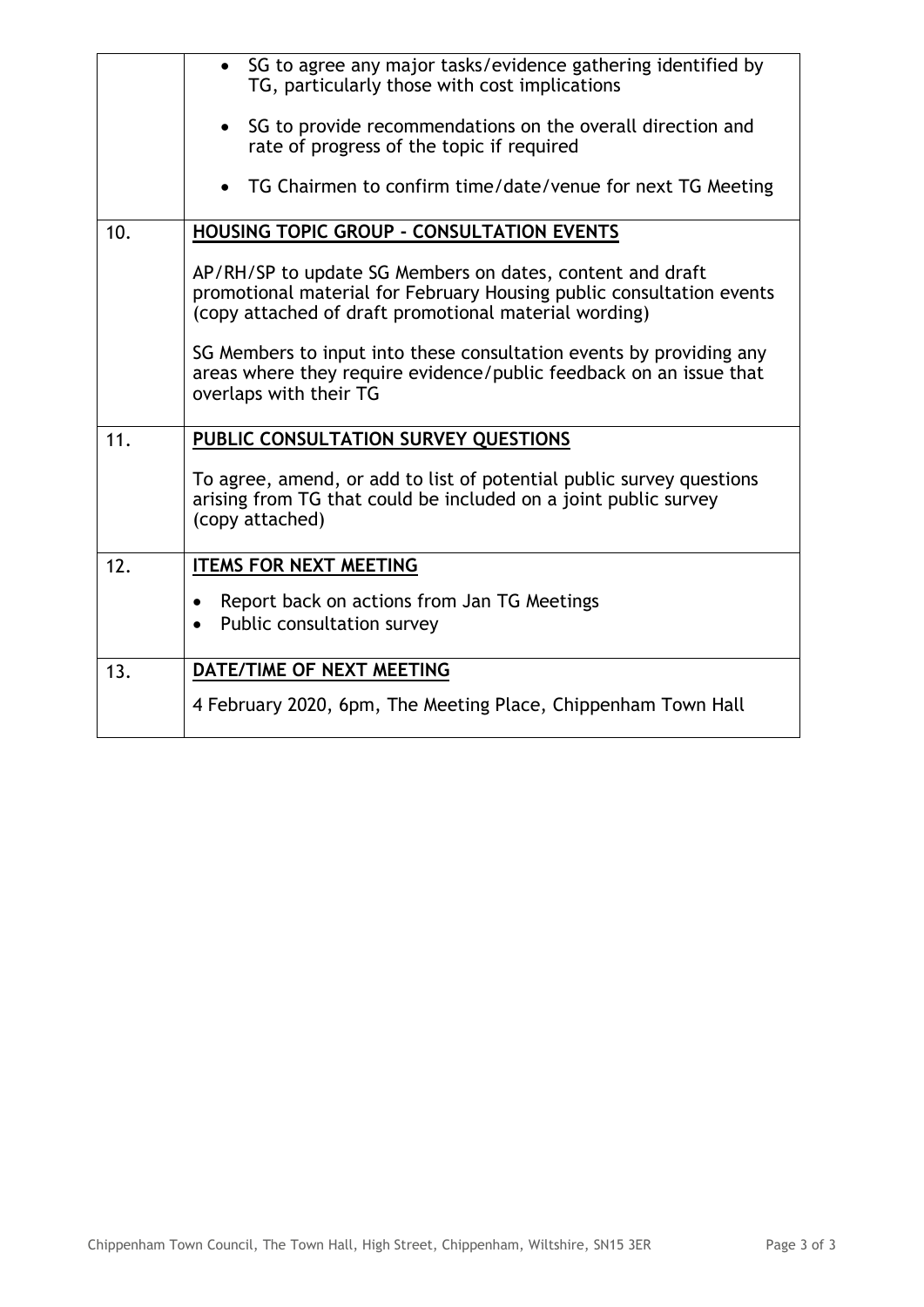| | |
|---|---|
| | • SG to agree any major tasks/evidence gathering identified by TG, particularly those with cost implications<br><br>• SG to provide recommendations on the overall direction and rate of progress of the topic if required<br><br>• TG Chairmen to confirm time/date/venue for next TG Meeting |
| 10. | **HOUSING TOPIC GROUP - CONSULTATION EVENTS**<br><br>AP/RH/SP to update SG Members on dates, content and draft promotional material for February Housing public consultation events (copy attached of draft promotional material wording)<br><br>SG Members to input into these consultation events by providing any areas where they require evidence/public feedback on an issue that overlaps with their TG |
| 11. | **PUBLIC CONSULTATION SURVEY QUESTIONS**<br><br>To agree, amend, or add to list of potential public survey questions arising from TG that could be included on a joint public survey (copy attached) |
| 12. | **ITEMS FOR NEXT MEETING**<br><br>• Report back on actions from Jan TG Meetings<br>• Public consultation survey |
| 13. | **DATE/TIME OF NEXT MEETING**<br><br>4 February 2020, 6pm, The Meeting Place, Chippenham Town Hall |

Chippenham Town Council, The Town Hall, High Street, Chippenham, Wiltshire, SN15 3ER